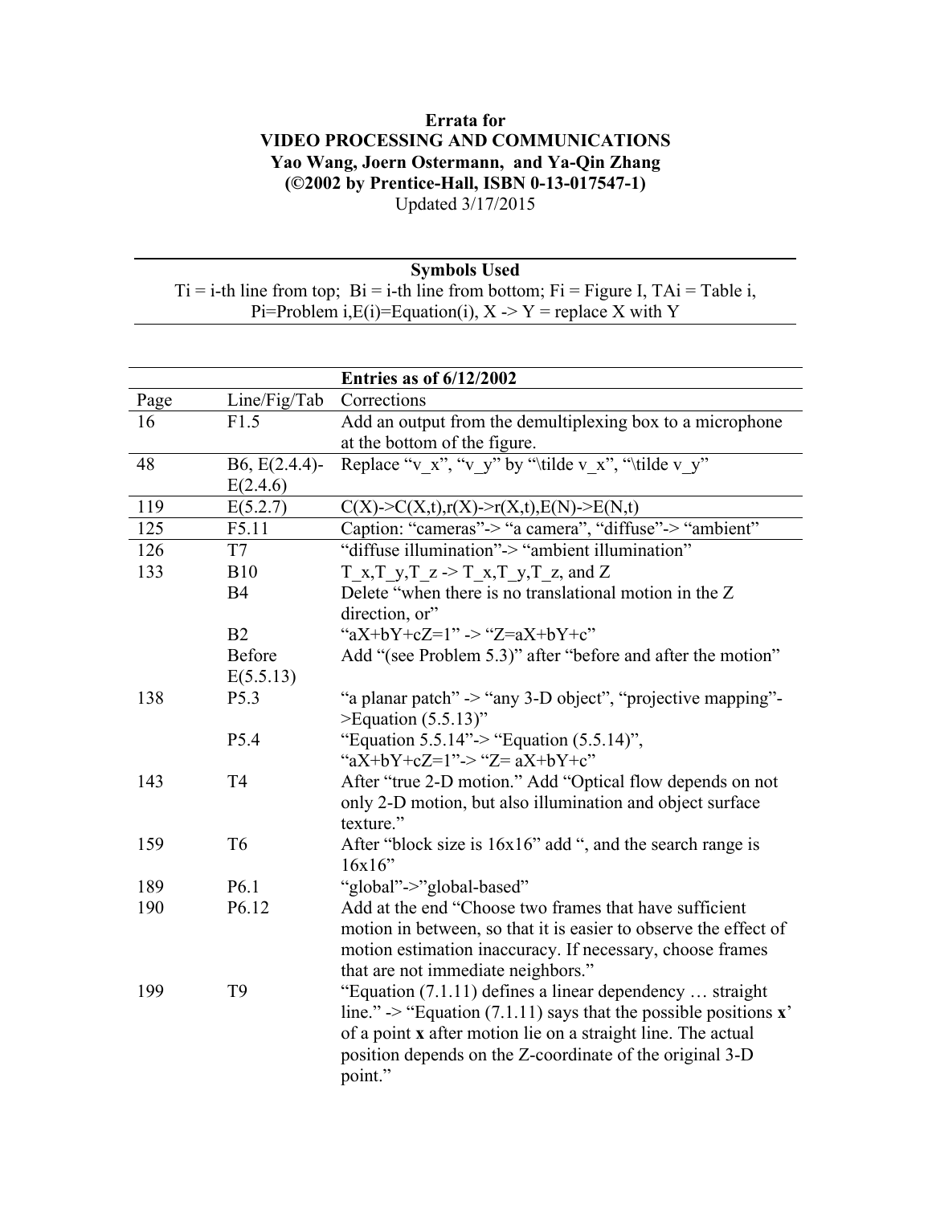**Errata for**
**VIDEO PROCESSING AND COMMUNICATIONS**
**Yao Wang, Joern Ostermann, and Ya-Qin Zhang**
**(©2002 by Prentice-Hall, ISBN 0-13-017547-1)**
Updated 3/17/2015

---

**Symbols Used**

Ti = i-th line from top; Bi = i-th line from bottom; Fi = Figure I, TAi = Table i, Pi=Problem i,E(i)=Equation(i), X -> Y = replace X with Y

---

| | | **Entries as of 6/12/2002** |
|---|---|---|
| Page | Line/Fig/Tab | Corrections |
| 16 | F1.5 | Add an output from the demultiplexing box to a microphone at the bottom of the figure. |
| 48 | B6, E(2.4.4)-E(2.4.6) | Replace "v_x", "v_y" by "\tilde v_x", "\tilde v_y" |
| 119 | E(5.2.7) | C(X)->C(X,t),r(X)->r(X,t),E(N)->E(N,t) |
| 125 | F5.11 | Caption: "cameras"-> "a camera", "diffuse"-> "ambient" |
| 126 | T7 | "diffuse illumination"-> "ambient illumination" |
| 133 | B10 | T_x,T_y,T_z -> T_x,T_y,T_z, and Z |
| | B4 | Delete "when there is no translational motion in the Z direction, or" |
| | B2 | "aX+bY+cZ=1" -> "Z=aX+bY+c" |
| | Before E(5.5.13) | Add "(see Problem 5.3)" after "before and after the motion" |
| 138 | P5.3 | "a planar patch" -> "any 3-D object", "projective mapping"->Equation (5.5.13)" |
| | P5.4 | "Equation 5.5.14"-> "Equation (5.5.14)", "aX+bY+cZ=1"-> "Z= aX+bY+c" |
| 143 | T4 | After "true 2-D motion." Add "Optical flow depends on not only 2-D motion, but also illumination and object surface texture." |
| 159 | T6 | After "block size is 16x16" add ", and the search range is 16x16" |
| 189 | P6.1 | "global"->"global-based" |
| 190 | P6.12 | Add at the end "Choose two frames that have sufficient motion in between, so that it is easier to observe the effect of motion estimation inaccuracy. If necessary, choose frames that are not immediate neighbors." |
| 199 | T9 | "Equation (7.1.11) defines a linear dependency … straight line." -> "Equation (7.1.11) says that the possible positions **x**' of a point **x** after motion lie on a straight line. The actual position depends on the Z-coordinate of the original 3-D point." |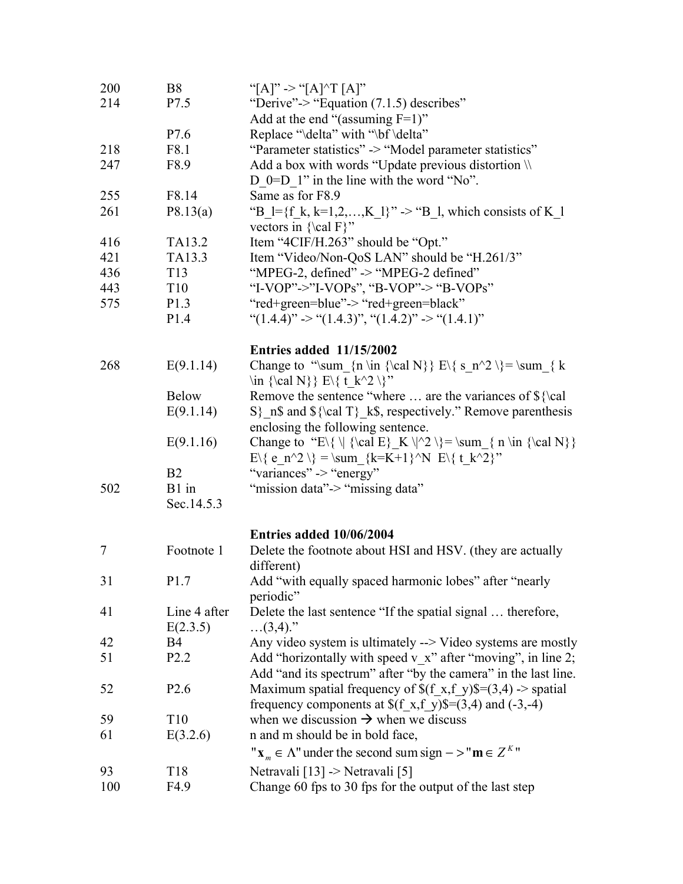| | | |
|---|---|---|
| 200 | B8 | "[A]" -> "[A]^T [A]" |
| 214 | P7.5 | "Derive"-> "Equation (7.1.5) describes" Add at the end "(assuming F=1)" |
| | P7.6 | Replace "\delta" with "\bf \delta" |
| 218 | F8.1 | "Parameter statistics" -> "Model parameter statistics" |
| 247 | F8.9 | Add a box with words "Update previous distortion \\ D_0=D_1" in the line with the word "No". |
| 255 | F8.14 | Same as for F8.9 |
| 261 | P8.13(a) | "B_l={f_k, k=1,2,…,K_l}" -> "B_l, which consists of K_l vectors in {\cal F}" |
| 416 | TA13.2 | Item "4CIF/H.263" should be "Opt." |
| 421 | TA13.3 | Item "Video/Non-QoS LAN" should be "H.261/3" |
| 436 | T13 | "MPEG-2, defined" -> "MPEG-2 defined" |
| 443 | T10 | "I-VOP"->"I-VOPs", "B-VOP"-> "B-VOPs" |
| 575 | P1.3 | "red+green=blue"-> "red+green=black" |
| | P1.4 | "(1.4.4)" -> "(1.4.3)", "(1.4.2)" -> "(1.4.1)" |
| | | **Entries added 11/15/2002** |
| 268 | E(9.1.14) | Change to "\sum_{n \in {\cal N}} E\{ s_n^2 \}= \sum_{ k \in {\cal N}} E\{ t_k^2 \}" |
| | Below E(9.1.14) | Remove the sentence "where … are the variances of ${\cal S}_n$ and ${\cal T}_k$, respectively." Remove parenthesis enclosing the following sentence. |
| | E(9.1.16) | Change to "E\{ \\| {\cal E}_K \\|^2 \}= \sum_{ n \in {\cal N}} E\{ e_n^2 \} = \sum_{k=K+1}^N E\{ t_k^2}" |
| | B2 | "variances" -> "energy" |
| 502 | B1 in Sec.14.5.3 | "mission data"-> "missing data" |
| | | **Entries added 10/06/2004** |
| 7 | Footnote 1 | Delete the footnote about HSI and HSV. (they are actually different) |
| 31 | P1.7 | Add "with equally spaced harmonic lobes" after "nearly periodic" |
| 41 | Line 4 after E(2.3.5) | Delete the last sentence "If the spatial signal … therefore, …(3,4)." |
| 42 | B4 | Any video system is ultimately --> Video systems are mostly |
| 51 | P2.2 | Add "horizontally with speed v_x" after "moving", in line 2; Add "and its spectrum" after "by the camera" in the last line. |
| 52 | P2.6 | Maximum spatial frequency of $(f_x,f_y)$=(3,4) -> spatial frequency components at $(f_x,f_y)$=(3,4) and (-3,-4) |
| 59 | T10 | when we discussion → when we discuss |
| 61 | E(3.2.6) | n and m should be in bold face, "$\mathbf{x}_m \in \Lambda$" under the second sum sign $->$ "$\mathbf{m} \in Z^K$" |
| 93 | T18 | Netravali [13] -> Netravali [5] |
| 100 | F4.9 | Change 60 fps to 30 fps for the output of the last step |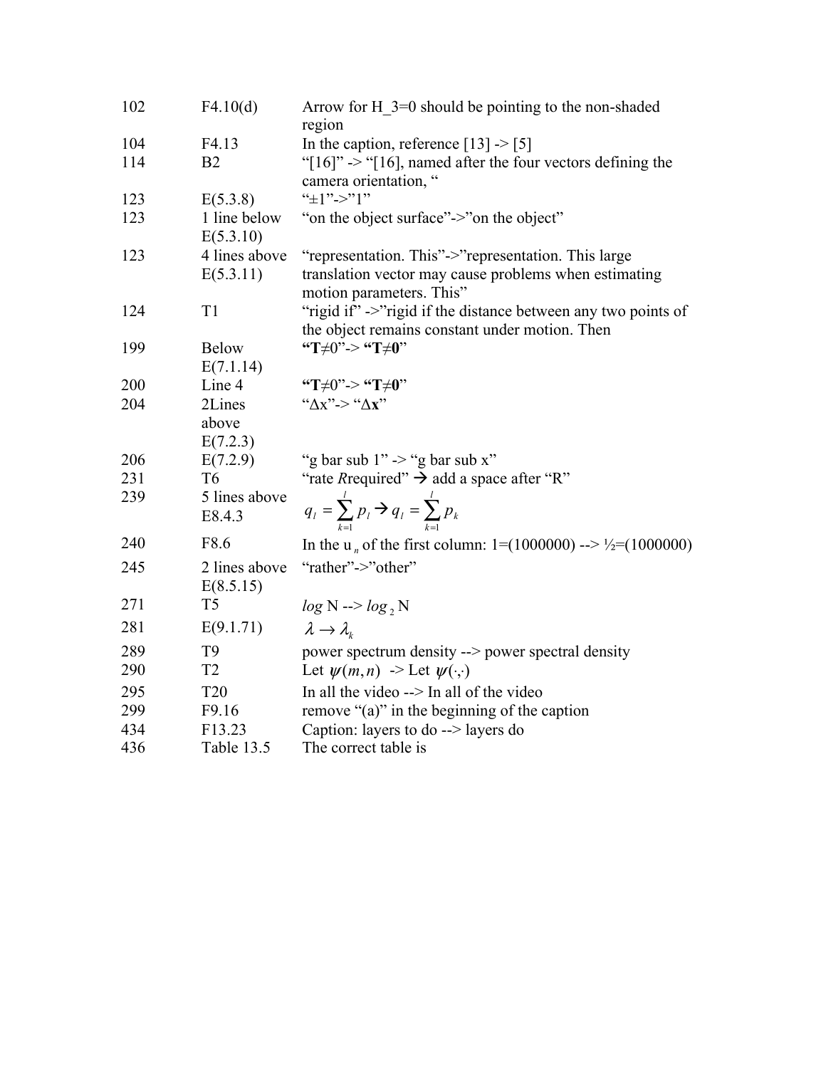| | | |
|---|---|---|
| 102 | F4.10(d) | Arrow for H_3=0 should be pointing to the non-shaded region |
| 104 | F4.13 | In the caption, reference [13] -> [5] |
| 114 | B2 | "[16]" -> "[16], named after the four vectors defining the camera orientation, " |
| 123 | E(5.3.8) | "±1"->"1" |
| 123 | 1 line below E(5.3.10) | "on the object surface"->"on the object" |
| 123 | 4 lines above E(5.3.11) | "representation. This"->"representation. This large translation vector may cause problems when estimating motion parameters. This" |
| 124 | T1 | "rigid if" ->"rigid if the distance between any two points of the object remains constant under motion. Then |
| 199 | Below E(7.1.14) | **"T≠0"-> "T≠0"** |
| 200 | Line 4 | **"T≠0"-> "T≠0"** |
| 204 | 2Lines above E(7.2.3) | "Δx"-> "Δ**x**" |
| 206 | E(7.2.9) | "g bar sub 1" -> "g bar sub x" |
| 231 | T6 | "rate *R*required" → add a space after "R" |
| 239 | 5 lines above E8.4.3 | $q_l = \sum_{k=1}^{l} p_l \rightarrow q_l = \sum_{k=1}^{l} p_k$ |
| 240 | F8.6 | In the $u_n$ of the first column: 1=(1000000) --> ½=(1000000) |
| 245 | 2 lines above E(8.5.15) | "rather"->"other" |
| 271 | T5 | *log* N --> $log_2$ N |
| 281 | E(9.1.71) | $\lambda \rightarrow \lambda_k$ |
| 289 | T9 | power spectrum density --> power spectral density |
| 290 | T2 | Let $\psi(m,n)$ -> Let $\psi(\cdot,\cdot)$ |
| 295 | T20 | In all the video --> In all of the video |
| 299 | F9.16 | remove "(a)" in the beginning of the caption |
| 434 | F13.23 | Caption: layers to do --> layers do |
| 436 | Table 13.5 | The correct table is |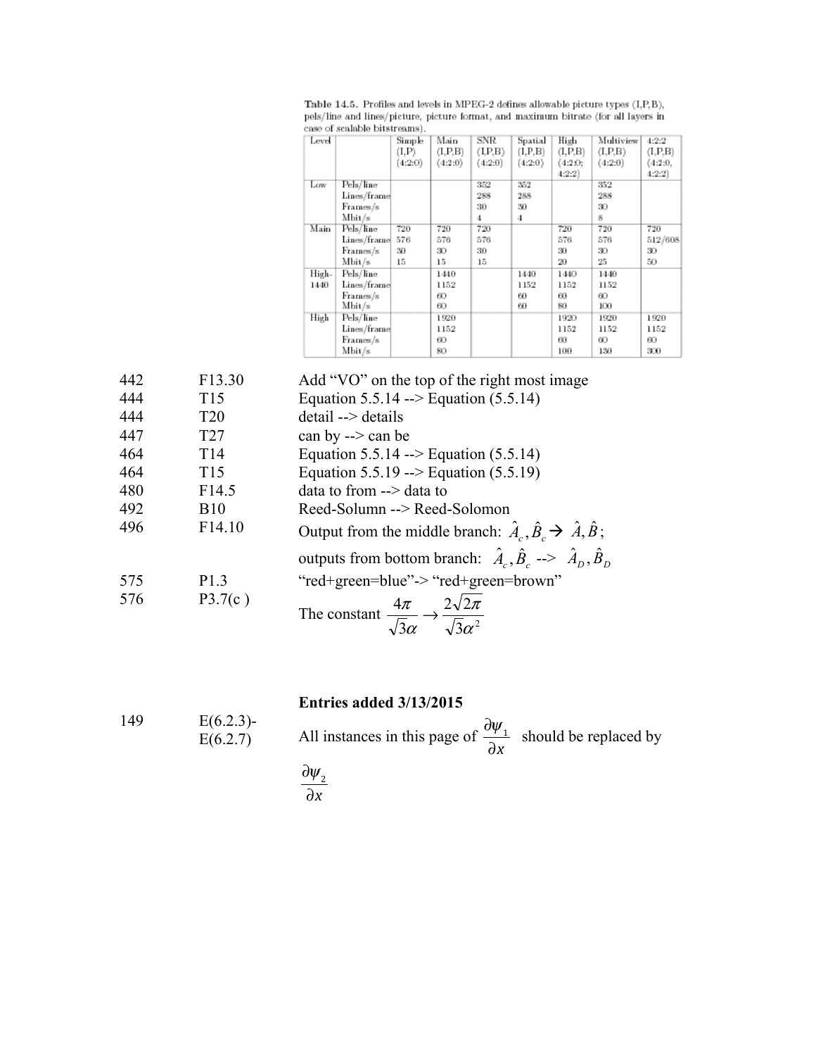**Table 14.5.** Profiles and levels in MPEG-2 defines allowable picture types (I,P,B), pels/line and lines/picture, picture format, and maximum bitrate (for all layers in case of scalable bitstreams).

| Level | | Simple (I,P) (4:2:0) | Main (I,P,B) (4:2:0) | SNR (I,P,B) (4:2:0) | Spatial (I,P,B) (4:2:0) | High (I,P,B) (4:2:0; 4:2:2) | Multiview (I,P,B) (4:2:0) | 4:2:2 (I,P,B) (4:2:0, 4:2:2) |
|---|---|---|---|---|---|---|---|---|
| Low | Pels/line | | | 352 | 352 | | 352 | |
| | Lines/frame | | | 288 | 288 | | 288 | |
| | Frames/s | | | 30 | 30 | | 30 | |
| | Mbit/s | | | 4 | 4 | | 8 | |
| Main | Pels/line | 720 | 720 | 720 | | 720 | 720 | 720 |
| | Lines/frame | 576 | 576 | 576 | | 576 | 576 | 512/608 |
| | Frames/s | 30 | 30 | 30 | | 30 | 30 | 30 |
| | Mbit/s | 15 | 15 | 15 | | 20 | 25 | 50 |
| High-1440 | Pels/line | | 1440 | | 1440 | 1440 | 1440 | |
| | Lines/frame | | 1152 | | 1152 | 1152 | 1152 | |
| | Frames/s | | 60 | | 60 | 60 | 60 | |
| | Mbit/s | | 60 | | 60 | 80 | 100 | |
| High | Pels/line | | 1920 | | | 1920 | 1920 | 1920 |
| | Lines/frame | | 1152 | | | 1152 | 1152 | 1152 |
| | Frames/s | | 60 | | | 60 | 60 | 60 |
| | Mbit/s | | 80 | | | 100 | 130 | 300 |

| | | |
|---|---|---|
| 442 | F13.30 | Add "VO" on the top of the right most image |
| 444 | T15 | Equation 5.5.14 --> Equation (5.5.14) |
| 444 | T20 | detail --> details |
| 447 | T27 | can by --> can be |
| 464 | T14 | Equation 5.5.14 --> Equation (5.5.14) |
| 464 | T15 | Equation 5.5.19 --> Equation (5.5.19) |
| 480 | F14.5 | data to from --> data to |
| 492 | B10 | Reed-Solumn --> Reed-Solomon |
| 496 | F14.10 | Output from the middle branch: $\hat{A}_c, \hat{B}_c \rightarrow \hat{A}, \hat{B}$; outputs from bottom branch: $\hat{A}_c, \hat{B}_c$ --> $\hat{A}_D, \hat{B}_D$ |
| 575 | P1.3 | "red+green=blue"-> "red+green=brown" |
| 576 | P3.7(c ) | The constant $\frac{4\pi}{\sqrt{3}\alpha} \rightarrow \frac{2\sqrt{2\pi}}{\sqrt{3}\alpha^2}$ |

**Entries added 3/13/2015**

| | | |
|---|---|---|
| 149 | E(6.2.3)-E(6.2.7) | All instances in this page of $\frac{\partial \psi_1}{\partial x}$ should be replaced by $\frac{\partial \psi_2}{\partial x}$ |